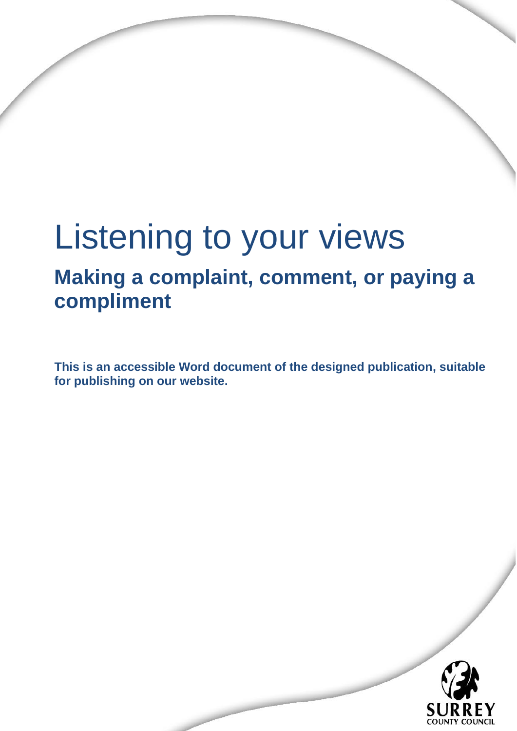# Listening to your views

## Making a complaint, comment, or paying a compliment

**This is an accessible Word document of the designed publication, suitable for publishing on our website.**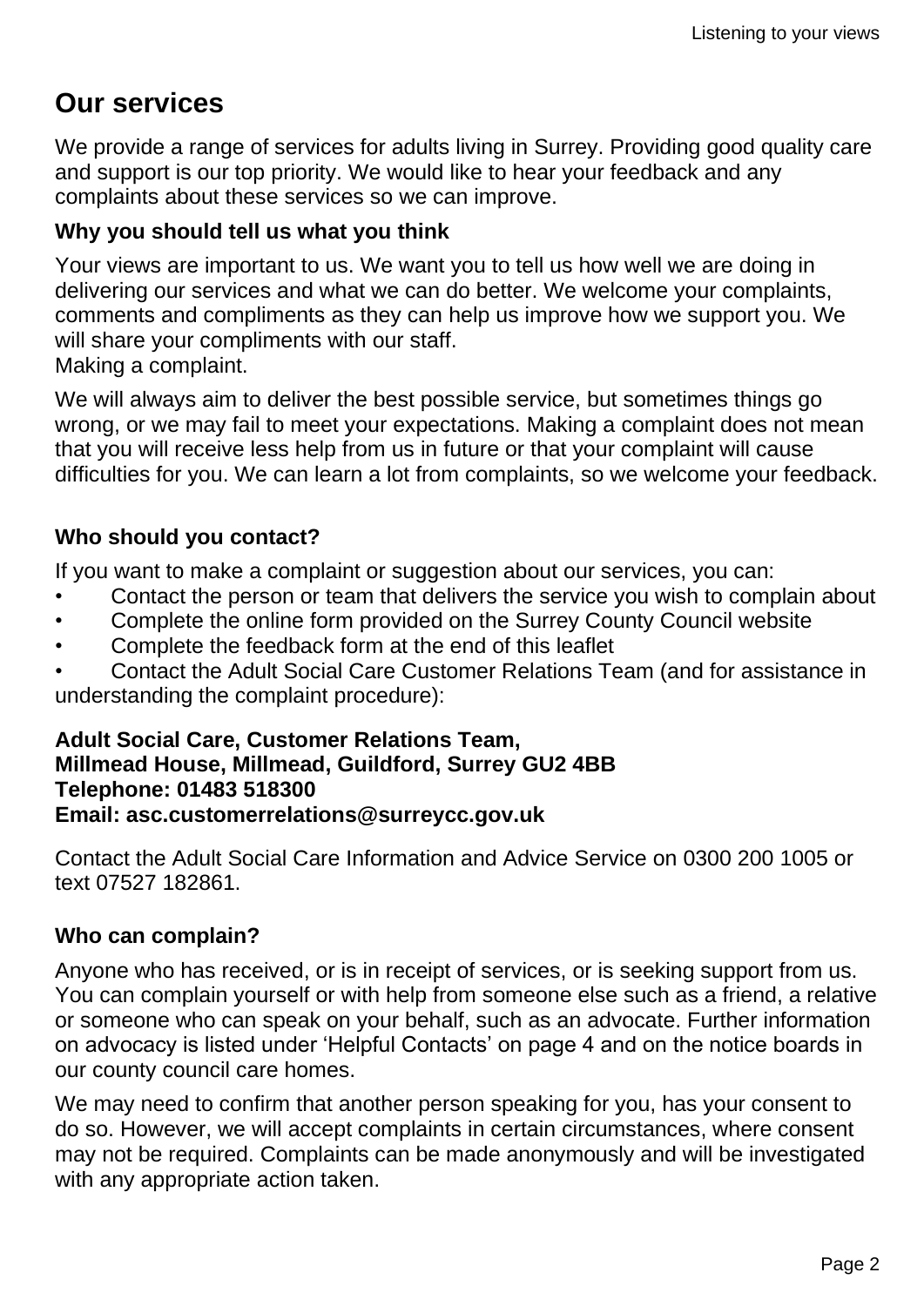## Our services

We provide a range of services for adults living in Surrey. Providing good quality care and support is our top priority. We would like to hear your feedback and any complaints about these services so we can improve.

### Why you should tell us what you think

Your views are important to us. We want you to tell us how well we are doing in delivering our services and what we can do better. We welcome your complaints, comments and compliments as they can help us improve how we support you. We will share your compliments with our staff.
Making a complaint.

We will always aim to deliver the best possible service, but sometimes things go wrong, or we may fail to meet your expectations. Making a complaint does not mean that you will receive less help from us in future or that your complaint will cause difficulties for you. We can learn a lot from complaints, so we welcome your feedback.

### Who should you contact?

If you want to make a complaint or suggestion about our services, you can:

- Contact the person or team that delivers the service you wish to complain about
- Complete the online form provided on the Surrey County Council website
- Complete the feedback form at the end of this leaflet
- Contact the Adult Social Care Customer Relations Team (and for assistance in understanding the complaint procedure):

**Adult Social Care, Customer Relations Team,**
**Millmead House, Millmead, Guildford, Surrey GU2 4BB**
**Telephone: 01483 518300**
**Email: asc.customerrelations@surreycc.gov.uk**

Contact the Adult Social Care Information and Advice Service on 0300 200 1005 or text 07527 182861.

### Who can complain?

Anyone who has received, or is in receipt of services, or is seeking support from us. You can complain yourself or with help from someone else such as a friend, a relative or someone who can speak on your behalf, such as an advocate. Further information on advocacy is listed under 'Helpful Contacts' on page 4 and on the notice boards in our county council care homes.

We may need to confirm that another person speaking for you, has your consent to do so. However, we will accept complaints in certain circumstances, where consent may not be required. Complaints can be made anonymously and will be investigated with any appropriate action taken.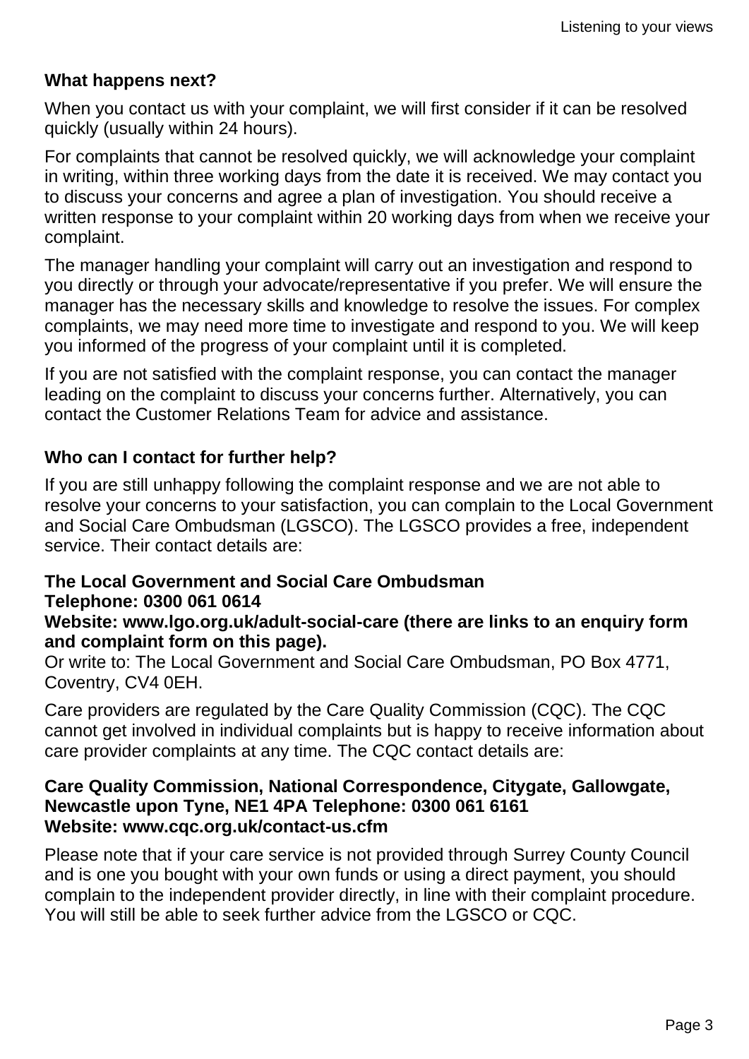## What happens next?

When you contact us with your complaint, we will first consider if it can be resolved quickly (usually within 24 hours).

For complaints that cannot be resolved quickly, we will acknowledge your complaint in writing, within three working days from the date it is received. We may contact you to discuss your concerns and agree a plan of investigation. You should receive a written response to your complaint within 20 working days from when we receive your complaint.

The manager handling your complaint will carry out an investigation and respond to you directly or through your advocate/representative if you prefer. We will ensure the manager has the necessary skills and knowledge to resolve the issues. For complex complaints, we may need more time to investigate and respond to you. We will keep you informed of the progress of your complaint until it is completed.

If you are not satisfied with the complaint response, you can contact the manager leading on the complaint to discuss your concerns further. Alternatively, you can contact the Customer Relations Team for advice and assistance.

## Who can I contact for further help?

If you are still unhappy following the complaint response and we are not able to resolve your concerns to your satisfaction, you can complain to the Local Government and Social Care Ombudsman (LGSCO). The LGSCO provides a free, independent service. Their contact details are:

**The Local Government and Social Care Ombudsman**
**Telephone: 0300 061 0614**
**Website: www.lgo.org.uk/adult-social-care (there are links to an enquiry form and complaint form on this page).**
Or write to: The Local Government and Social Care Ombudsman, PO Box 4771, Coventry, CV4 0EH.

Care providers are regulated by the Care Quality Commission (CQC). The CQC cannot get involved in individual complaints but is happy to receive information about care provider complaints at any time. The CQC contact details are:

**Care Quality Commission, National Correspondence, Citygate, Gallowgate, Newcastle upon Tyne, NE1 4PA Telephone: 0300 061 6161**
**Website: www.cqc.org.uk/contact-us.cfm**

Please note that if your care service is not provided through Surrey County Council and is one you bought with your own funds or using a direct payment, you should complain to the independent provider directly, in line with their complaint procedure. You will still be able to seek further advice from the LGSCO or CQC.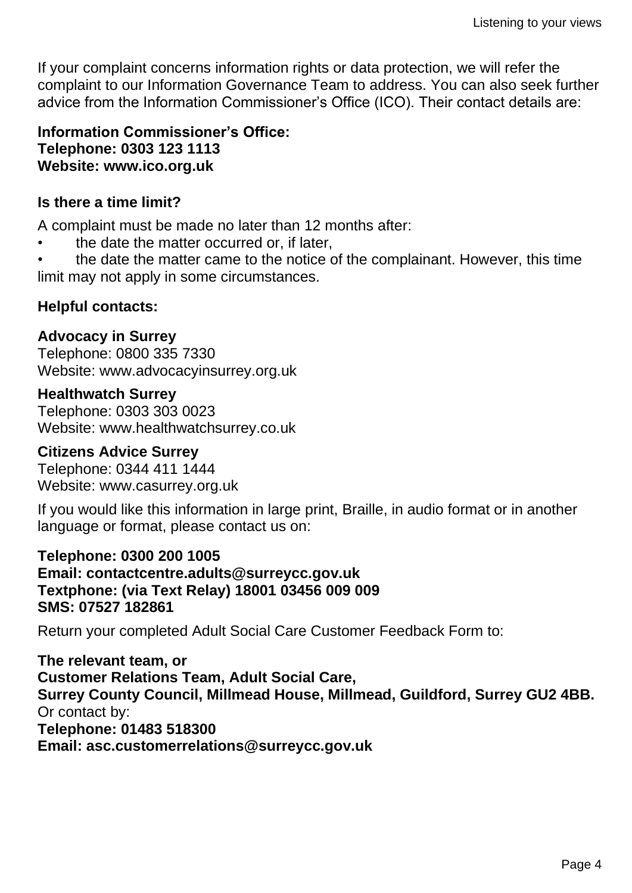If your complaint concerns information rights or data protection, we will refer the complaint to our Information Governance Team to address. You can also seek further advice from the Information Commissioner's Office (ICO). Their contact details are:

**Information Commissioner's Office:**
**Telephone: 0303 123 1113**
**Website: www.ico.org.uk**

### Is there a time limit?

A complaint must be made no later than 12 months after:

- the date the matter occurred or, if later,
- the date the matter came to the notice of the complainant. However, this time limit may not apply in some circumstances.

### Helpful contacts:

**Advocacy in Surrey**
Telephone: 0800 335 7330
Website: www.advocacyinsurrey.org.uk

**Healthwatch Surrey**
Telephone: 0303 303 0023
Website: www.healthwatchsurrey.co.uk

**Citizens Advice Surrey**
Telephone: 0344 411 1444
Website: www.casurrey.org.uk

If you would like this information in large print, Braille, in audio format or in another language or format, please contact us on:

**Telephone: 0300 200 1005**
**Email: contactcentre.adults@surreycc.gov.uk**
**Textphone: (via Text Relay) 18001 03456 009 009**
**SMS: 07527 182861**

Return your completed Adult Social Care Customer Feedback Form to:

**The relevant team, or**
**Customer Relations Team, Adult Social Care,**
**Surrey County Council, Millmead House, Millmead, Guildford, Surrey GU2 4BB.**
Or contact by:
**Telephone: 01483 518300**
**Email: asc.customerrelations@surreycc.gov.uk**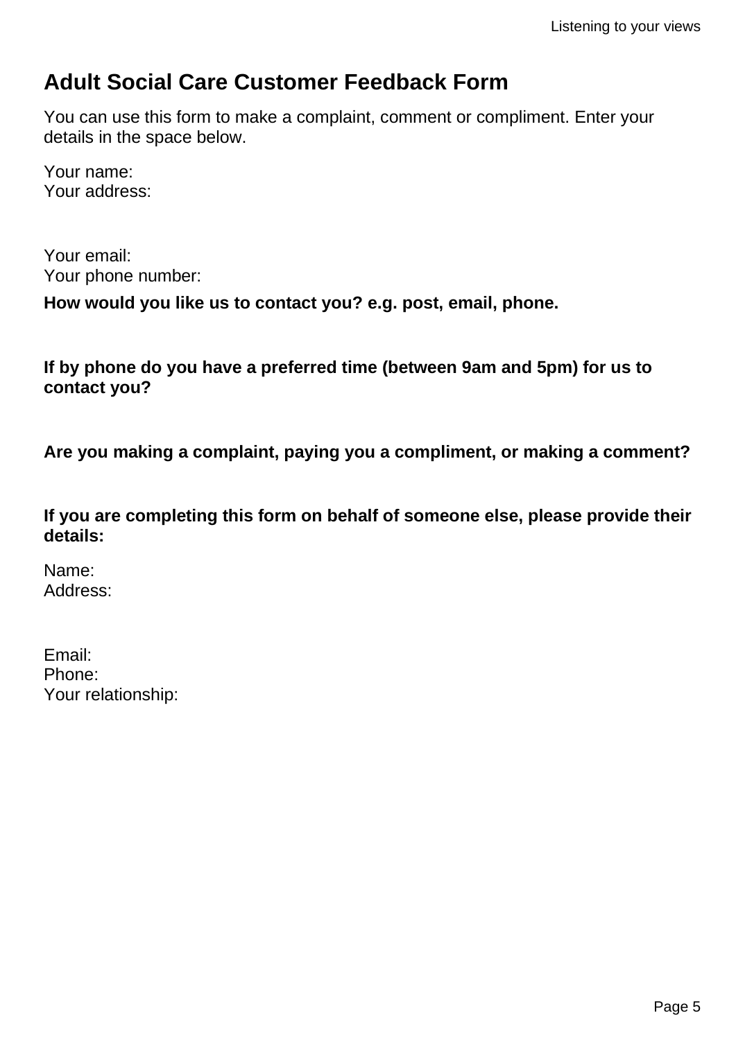# Adult Social Care Customer Feedback Form

You can use this form to make a complaint, comment or compliment. Enter your details in the space below.

Your name:
Your address:

Your email:
Your phone number:

**How would you like us to contact you? e.g. post, email, phone.**

**If by phone do you have a preferred time (between 9am and 5pm) for us to contact you?**

**Are you making a complaint, paying you a compliment, or making a comment?**

**If you are completing this form on behalf of someone else, please provide their details:**

Name:
Address:

Email:
Phone:
Your relationship: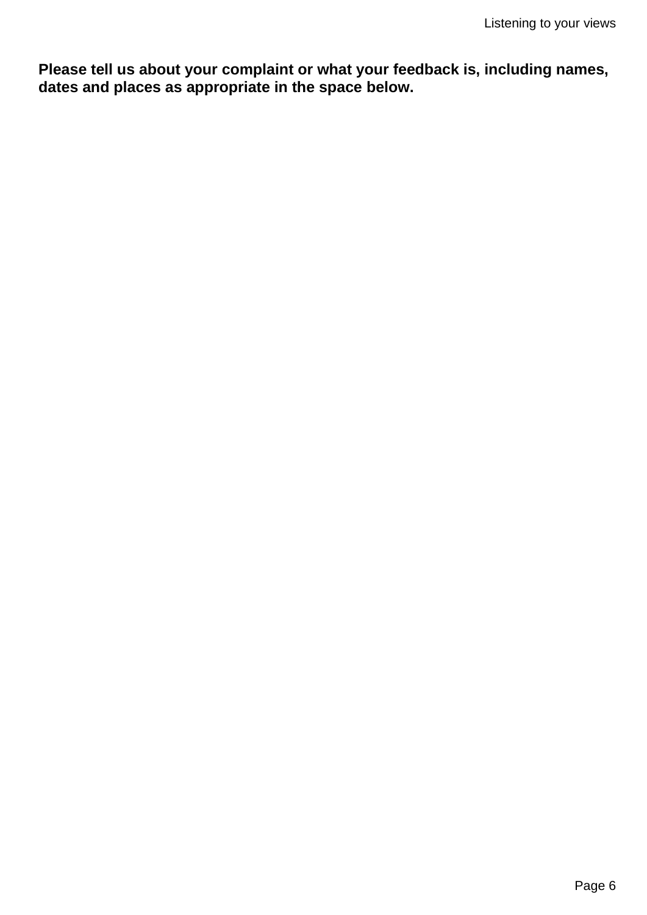**Please tell us about your complaint or what your feedback is, including names, dates and places as appropriate in the space below.**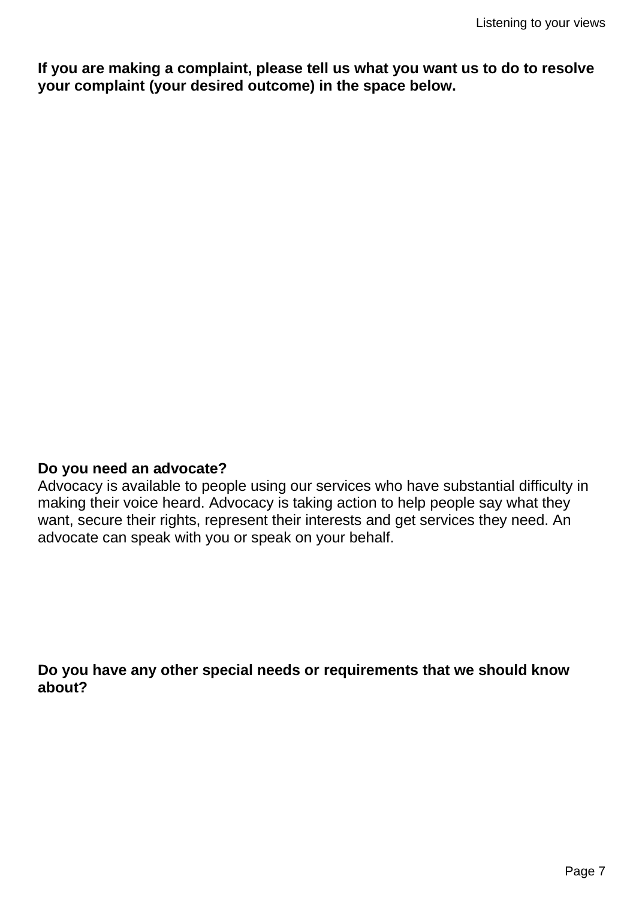**If you are making a complaint, please tell us what you want us to do to resolve your complaint (your desired outcome) in the space below.**

**Do you need an advocate?**

Advocacy is available to people using our services who have substantial difficulty in making their voice heard. Advocacy is taking action to help people say what they want, secure their rights, represent their interests and get services they need. An advocate can speak with you or speak on your behalf.

**Do you have any other special needs or requirements that we should know about?**